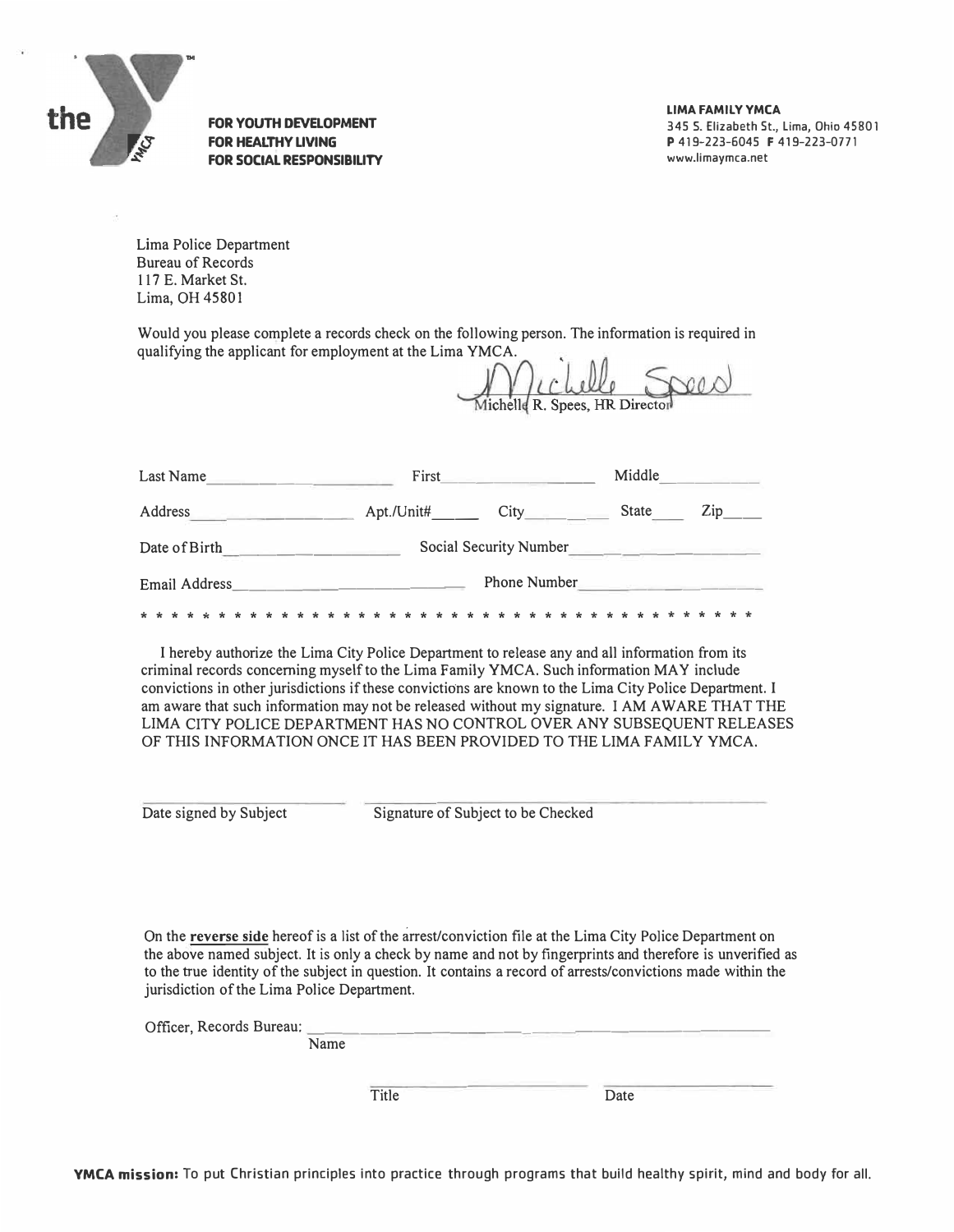the YMCA

**FOR YOUTH DEVELOPMENT**
**FOR HEALTHY LIVING**
**FOR SOCIAL RESPONSIBILITY**

**LIMA FAMILY YMCA**
345 S. Elizabeth St., Lima, Ohio 45801
**P** 419-223-6045 **F** 419-223-0771
www.limaymca.net

Lima Police Department
Bureau of Records
117 E. Market St.
Lima, OH 45801

Would you please complete a records check on the following person. The information is required in qualifying the applicant for employment at the Lima YMCA.

Michelle R. Spees, HR Director

Last Name\_\_\_\_\_\_\_\_\_\_\_\_\_\_\_\_\_\_\_\_ First\_\_\_\_\_\_\_\_\_\_\_\_\_\_\_\_\_\_ Middle\_\_\_\_\_\_\_\_\_\_\_\_

Address\_\_\_\_\_\_\_\_\_\_\_\_\_\_\_\_ Apt./Unit#\_\_\_\_\_ City\_\_\_\_\_\_\_\_\_ State\_\_\_\_ Zip\_\_\_\_

Date of Birth\_\_\_\_\_\_\_\_\_\_\_\_\_\_\_\_\_\_ Social Security Number\_\_\_\_\_\_\_\_\_\_\_\_\_\_\_\_\_\_

Email Address\_\_\_\_\_\_\_\_\_\_\_\_\_\_\_\_\_\_\_\_\_\_\_\_ Phone Number\_\_\_\_\_\_\_\_\_\_\_\_\_\_\_\_\_\_

* * * * * * * * * * * * * * * * * * * * * * * * * * * * * * * * * * * * * * * * * *

I hereby authorize the Lima City Police Department to release any and all information from its criminal records concerning myself to the Lima Family YMCA. Such information MAY include convictions in other jurisdictions if these convictions are known to the Lima City Police Department. I am aware that such information may not be released without my signature. I AM AWARE THAT THE LIMA CITY POLICE DEPARTMENT HAS NO CONTROL OVER ANY SUBSEQUENT RELEASES OF THIS INFORMATION ONCE IT HAS BEEN PROVIDED TO THE LIMA FAMILY YMCA.

\_\_\_\_\_\_\_\_\_\_\_\_\_\_\_\_\_\_\_\_ \_\_\_\_\_\_\_\_\_\_\_\_\_\_\_\_\_\_\_\_\_\_\_\_\_\_\_\_\_\_\_\_\_\_\_\_\_\_

Date signed by Subject     Signature of Subject to be Checked

On the **reverse side** hereof is a list of the arrest/conviction file at the Lima City Police Department on the above named subject. It is only a check by name and not by fingerprints and therefore is unverified as to the true identity of the subject in question. It contains a record of arrests/convictions made within the jurisdiction of the Lima Police Department.

Officer, Records Bureau: \_\_\_\_\_\_\_\_\_\_\_\_\_\_\_\_\_\_\_\_\_\_\_\_\_\_\_\_\_\_\_\_\_\_\_\_\_\_\_\_\_\_\_\_
Name

\_\_\_\_\_\_\_\_\_\_\_\_\_\_\_\_\_\_\_\_ \_\_\_\_\_\_\_\_\_\_\_\_\_\_\_\_
Title     Date

**YMCA mission:** To put Christian principles into practice through programs that build healthy spirit, mind and body for all.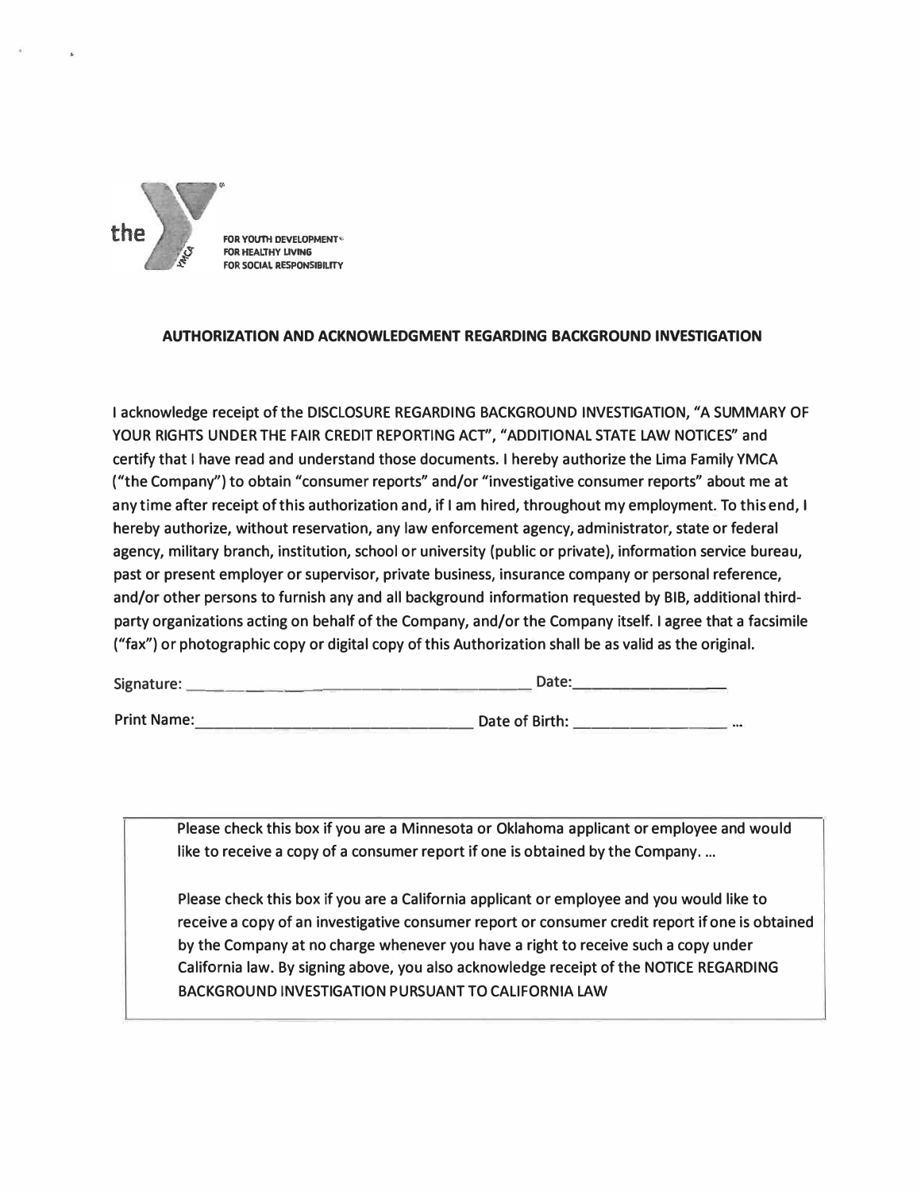the

FOR YOUTH DEVELOPMENT®
FOR HEALTHY LIVING
FOR SOCIAL RESPONSIBILITY

**AUTHORIZATION AND ACKNOWLEDGMENT REGARDING BACKGROUND INVESTIGATION**

I acknowledge receipt of the DISCLOSURE REGARDING BACKGROUND INVESTIGATION, "A SUMMARY OF YOUR RIGHTS UNDER THE FAIR CREDIT REPORTING ACT", "ADDITIONAL STATE LAW NOTICES" and certify that I have read and understand those documents. I hereby authorize the Lima Family YMCA ("the Company") to obtain "consumer reports" and/or "investigative consumer reports" about me at any time after receipt of this authorization and, if I am hired, throughout my employment. To this end, I hereby authorize, without reservation, any law enforcement agency, administrator, state or federal agency, military branch, institution, school or university (public or private), information service bureau, past or present employer or supervisor, private business, insurance company or personal reference, and/or other persons to furnish any and all background information requested by BIB, additional third-party organizations acting on behalf of the Company, and/or the Company itself. I agree that a facsimile ("fax") or photographic copy or digital copy of this Authorization shall be as valid as the original.

Signature: ______________________________ Date: ________________

Print Name: ______________________________ Date of Birth: ________________ ...

Please check this box if you are a Minnesota or Oklahoma applicant or employee and would like to receive a copy of a consumer report if one is obtained by the Company. ...

Please check this box if you are a California applicant or employee and you would like to receive a copy of an investigative consumer report or consumer credit report if one is obtained by the Company at no charge whenever you have a right to receive such a copy under California law. By signing above, you also acknowledge receipt of the NOTICE REGARDING BACKGROUND INVESTIGATION PURSUANT TO CALIFORNIA LAW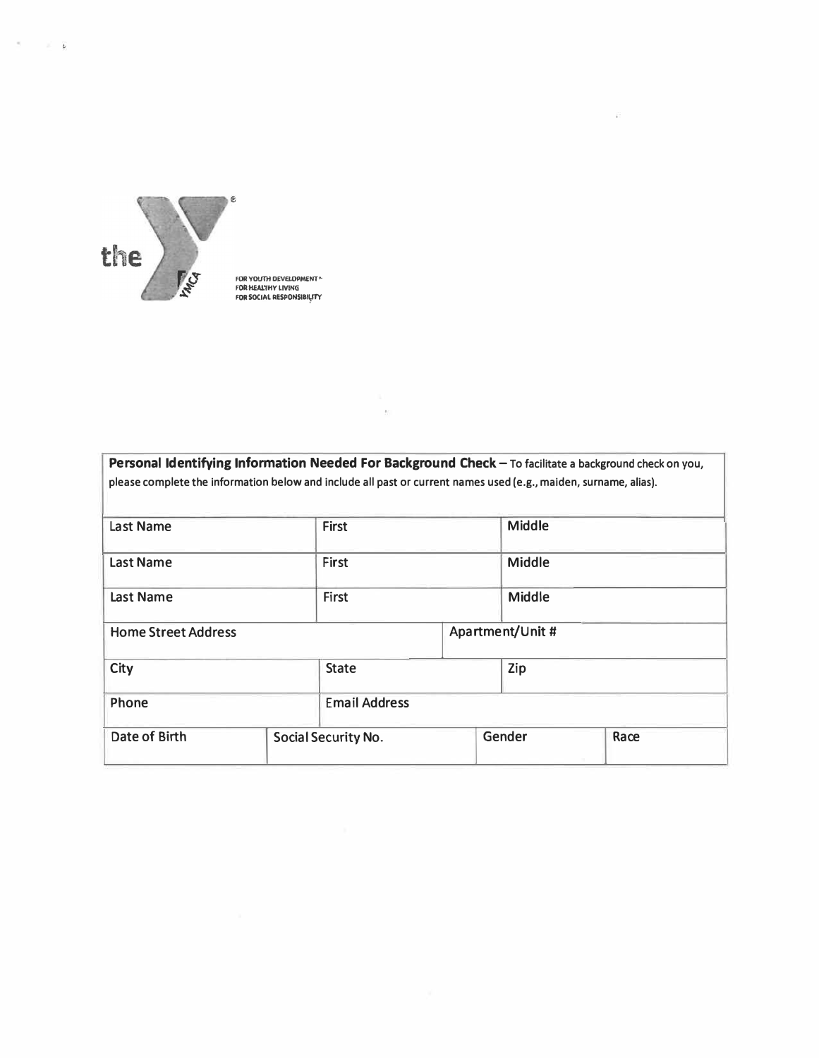the YMCA

FOR YOUTH DEVELOPMENT
FOR HEALTHY LIVING
FOR SOCIAL RESPONSIBILITY

**Personal Identifying Information Needed For Background Check** – To facilitate a background check on you, please complete the information below and include all past or current names used (e.g., maiden, surname, alias).

| Last Name | First | Middle |
|---|---|---|
| Last Name | First | Middle |
| Last Name | First | Middle |

| Home Street Address | Apartment/Unit # |
|---|---|

| City | State | Zip |
|---|---|---|

| Phone | Email Address |
|---|---|

| Date of Birth | Social Security No. | Gender | Race |
|---|---|---|---|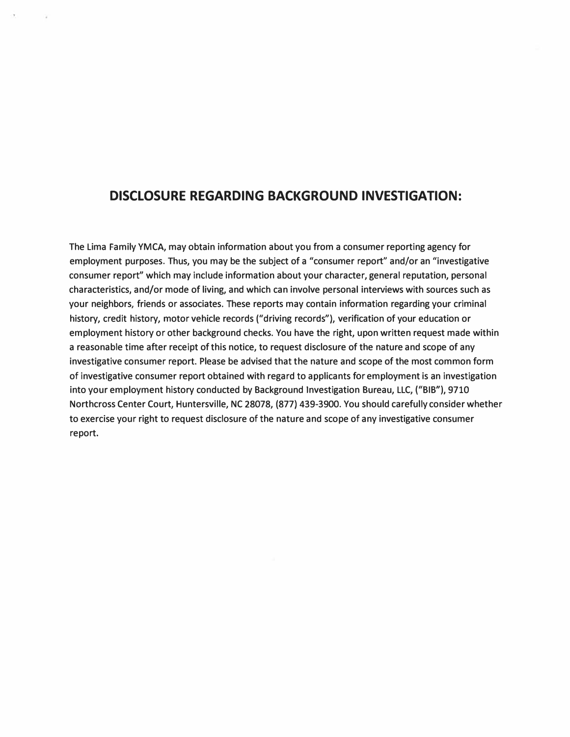# DISCLOSURE REGARDING BACKGROUND INVESTIGATION:

The Lima Family YMCA, may obtain information about you from a consumer reporting agency for employment purposes. Thus, you may be the subject of a "consumer report" and/or an "investigative consumer report" which may include information about your character, general reputation, personal characteristics, and/or mode of living, and which can involve personal interviews with sources such as your neighbors, friends or associates. These reports may contain information regarding your criminal history, credit history, motor vehicle records ("driving records"), verification of your education or employment history or other background checks. You have the right, upon written request made within a reasonable time after receipt of this notice, to request disclosure of the nature and scope of any investigative consumer report. Please be advised that the nature and scope of the most common form of investigative consumer report obtained with regard to applicants for employment is an investigation into your employment history conducted by Background Investigation Bureau, LLC, ("BIB"), 9710 Northcross Center Court, Huntersville, NC 28078, (877) 439-3900. You should carefully consider whether to exercise your right to request disclosure of the nature and scope of any investigative consumer report.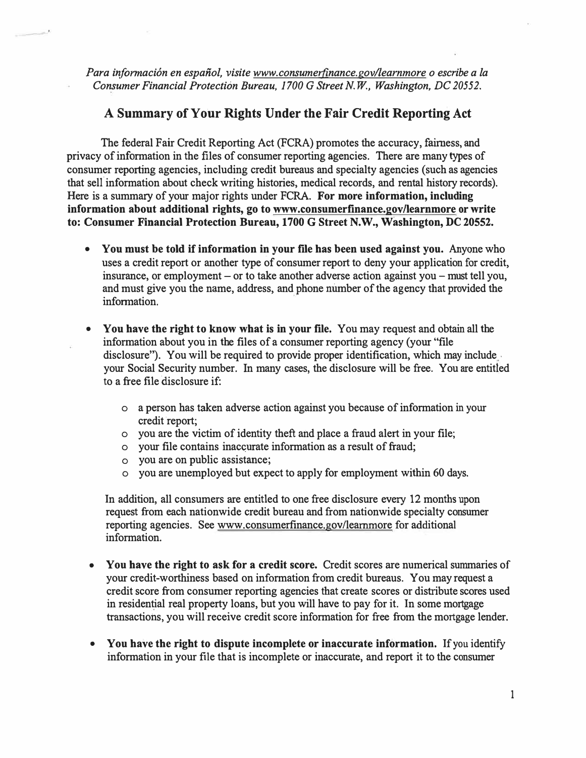*Para información en español, visite www.consumerfinance.gov/learnmore o escribe a la Consumer Financial Protection Bureau, 1700 G Street N.W., Washington, DC 20552.*

## A Summary of Your Rights Under the Fair Credit Reporting Act

The federal Fair Credit Reporting Act (FCRA) promotes the accuracy, fairness, and privacy of information in the files of consumer reporting agencies. There are many types of consumer reporting agencies, including credit bureaus and specialty agencies (such as agencies that sell information about check writing histories, medical records, and rental history records). Here is a summary of your major rights under FCRA. **For more information, including information about additional rights, go to www.consumerfinance.gov/learnmore or write to: Consumer Financial Protection Bureau, 1700 G Street N.W., Washington, DC 20552.**

- **You must be told if information in your file has been used against you.** Anyone who uses a credit report or another type of consumer report to deny your application for credit, insurance, or employment – or to take another adverse action against you – must tell you, and must give you the name, address, and phone number of the agency that provided the information.

- **You have the right to know what is in your file.** You may request and obtain all the information about you in the files of a consumer reporting agency (your "file disclosure"). You will be required to provide proper identification, which may include your Social Security number. In many cases, the disclosure will be free. You are entitled to a free file disclosure if:

  - a person has taken adverse action against you because of information in your credit report;
  - you are the victim of identity theft and place a fraud alert in your file;
  - your file contains inaccurate information as a result of fraud;
  - you are on public assistance;
  - you are unemployed but expect to apply for employment within 60 days.

  In addition, all consumers are entitled to one free disclosure every 12 months upon request from each nationwide credit bureau and from nationwide specialty consumer reporting agencies. See www.consumerfinance.gov/learnmore for additional information.

- **You have the right to ask for a credit score.** Credit scores are numerical summaries of your credit-worthiness based on information from credit bureaus. You may request a credit score from consumer reporting agencies that create scores or distribute scores used in residential real property loans, but you will have to pay for it. In some mortgage transactions, you will receive credit score information for free from the mortgage lender.

- **You have the right to dispute incomplete or inaccurate information.** If you identify information in your file that is incomplete or inaccurate, and report it to the consumer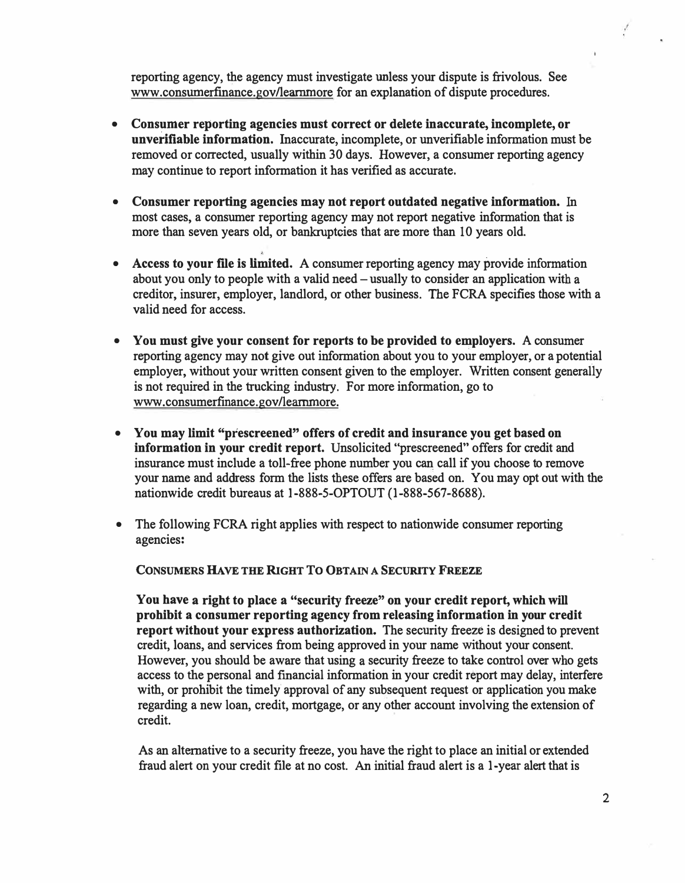reporting agency, the agency must investigate unless your dispute is frivolous. See www.consumerfinance.gov/learnmore for an explanation of dispute procedures.

- **Consumer reporting agencies must correct or delete inaccurate, incomplete, or unverifiable information.** Inaccurate, incomplete, or unverifiable information must be removed or corrected, usually within 30 days. However, a consumer reporting agency may continue to report information it has verified as accurate.

- **Consumer reporting agencies may not report outdated negative information.** In most cases, a consumer reporting agency may not report negative information that is more than seven years old, or bankruptcies that are more than 10 years old.

- **Access to your file is limited.** A consumer reporting agency may provide information about you only to people with a valid need – usually to consider an application with a creditor, insurer, employer, landlord, or other business. The FCRA specifies those with a valid need for access.

- **You must give your consent for reports to be provided to employers.** A consumer reporting agency may not give out information about you to your employer, or a potential employer, without your written consent given to the employer. Written consent generally is not required in the trucking industry. For more information, go to www.consumerfinance.gov/learnmore.

- **You may limit "prescreened" offers of credit and insurance you get based on information in your credit report.** Unsolicited "prescreened" offers for credit and insurance must include a toll-free phone number you can call if you choose to remove your name and address form the lists these offers are based on. You may opt out with the nationwide credit bureaus at 1-888-5-OPTOUT (1-888-567-8688).

- The following FCRA right applies with respect to nationwide consumer reporting agencies:

  **CONSUMERS HAVE THE RIGHT TO OBTAIN A SECURITY FREEZE**

  **You have a right to place a "security freeze" on your credit report, which will prohibit a consumer reporting agency from releasing information in your credit report without your express authorization.** The security freeze is designed to prevent credit, loans, and services from being approved in your name without your consent. However, you should be aware that using a security freeze to take control over who gets access to the personal and financial information in your credit report may delay, interfere with, or prohibit the timely approval of any subsequent request or application you make regarding a new loan, credit, mortgage, or any other account involving the extension of credit.

  As an alternative to a security freeze, you have the right to place an initial or extended fraud alert on your credit file at no cost. An initial fraud alert is a 1-year alert that is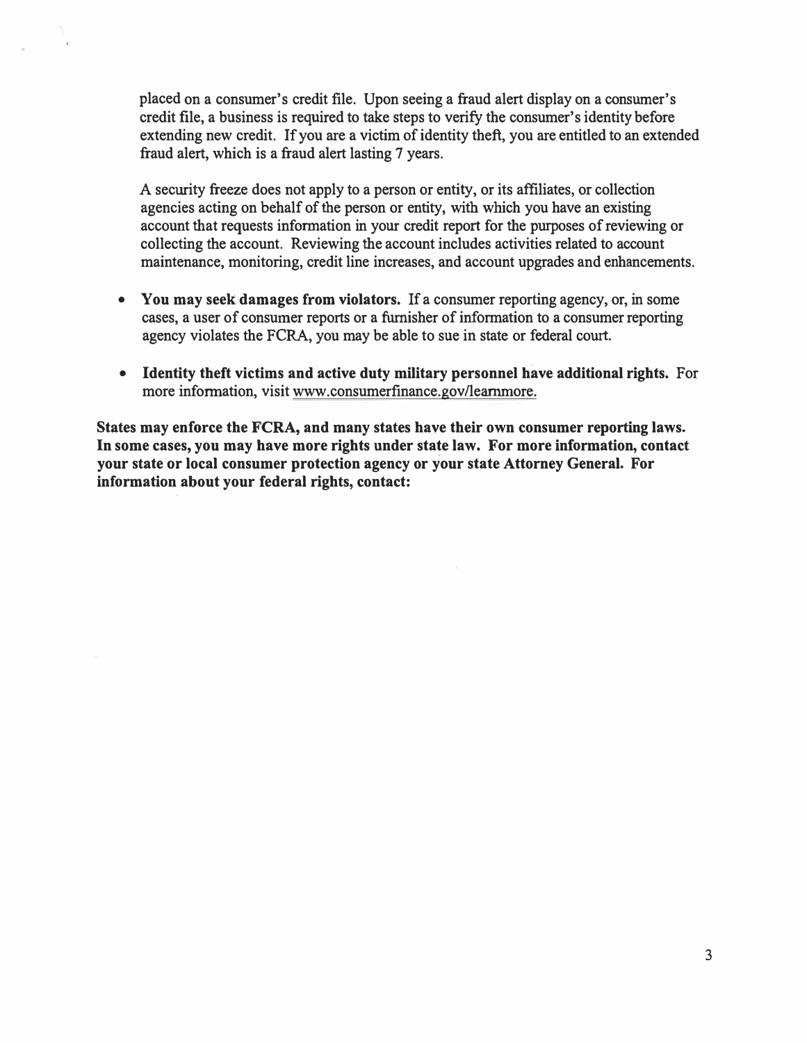placed on a consumer's credit file. Upon seeing a fraud alert display on a consumer's credit file, a business is required to take steps to verify the consumer's identity before extending new credit. If you are a victim of identity theft, you are entitled to an extended fraud alert, which is a fraud alert lasting 7 years.

A security freeze does not apply to a person or entity, or its affiliates, or collection agencies acting on behalf of the person or entity, with which you have an existing account that requests information in your credit report for the purposes of reviewing or collecting the account. Reviewing the account includes activities related to account maintenance, monitoring, credit line increases, and account upgrades and enhancements.

- **You may seek damages from violators.** If a consumer reporting agency, or, in some cases, a user of consumer reports or a furnisher of information to a consumer reporting agency violates the FCRA, you may be able to sue in state or federal court.
- **Identity theft victims and active duty military personnel have additional rights.** For more information, visit www.consumerfinance.gov/learnmore.

**States may enforce the FCRA, and many states have their own consumer reporting laws. In some cases, you may have more rights under state law. For more information, contact your state or local consumer protection agency or your state Attorney General. For information about your federal rights, contact:**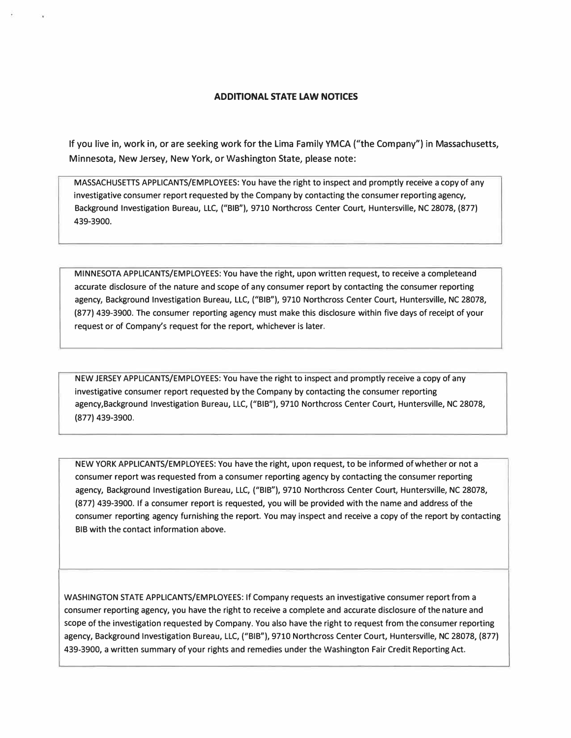## ADDITIONAL STATE LAW NOTICES

If you live in, work in, or are seeking work for the Lima Family YMCA ("the Company") in Massachusetts, Minnesota, New Jersey, New York, or Washington State, please note:

MASSACHUSETTS APPLICANTS/EMPLOYEES: You have the right to inspect and promptly receive a copy of any investigative consumer report requested by the Company by contacting the consumer reporting agency, Background Investigation Bureau, LLC, ("BIB"), 9710 Northcross Center Court, Huntersville, NC 28078, (877) 439-3900.

MINNESOTA APPLICANTS/EMPLOYEES: You have the right, upon written request, to receive a completeand accurate disclosure of the nature and scope of any consumer report by contacting the consumer reporting agency, Background Investigation Bureau, LLC, ("BIB"), 9710 Northcross Center Court, Huntersville, NC 28078, (877) 439-3900. The consumer reporting agency must make this disclosure within five days of receipt of your request or of Company's request for the report, whichever is later.

NEW JERSEY APPLICANTS/EMPLOYEES: You have the right to inspect and promptly receive a copy of any investigative consumer report requested by the Company by contacting the consumer reporting agency,Background Investigation Bureau, LLC, ("BIB"), 9710 Northcross Center Court, Huntersville, NC 28078, (877) 439-3900.

NEW YORK APPLICANTS/EMPLOYEES: You have the right, upon request, to be informed of whether or not a consumer report was requested from a consumer reporting agency by contacting the consumer reporting agency, Background Investigation Bureau, LLC, ("BIB"), 9710 Northcross Center Court, Huntersville, NC 28078, (877) 439-3900. If a consumer report is requested, you will be provided with the name and address of the consumer reporting agency furnishing the report. You may inspect and receive a copy of the report by contacting BIB with the contact information above.

WASHINGTON STATE APPLICANTS/EMPLOYEES: If Company requests an investigative consumer report from a consumer reporting agency, you have the right to receive a complete and accurate disclosure of the nature and scope of the investigation requested by Company. You also have the right to request from the consumer reporting agency, Background Investigation Bureau, LLC, ("BIB"), 9710 Northcross Center Court, Huntersville, NC 28078, (877) 439-3900, a written summary of your rights and remedies under the Washington Fair Credit Reporting Act.